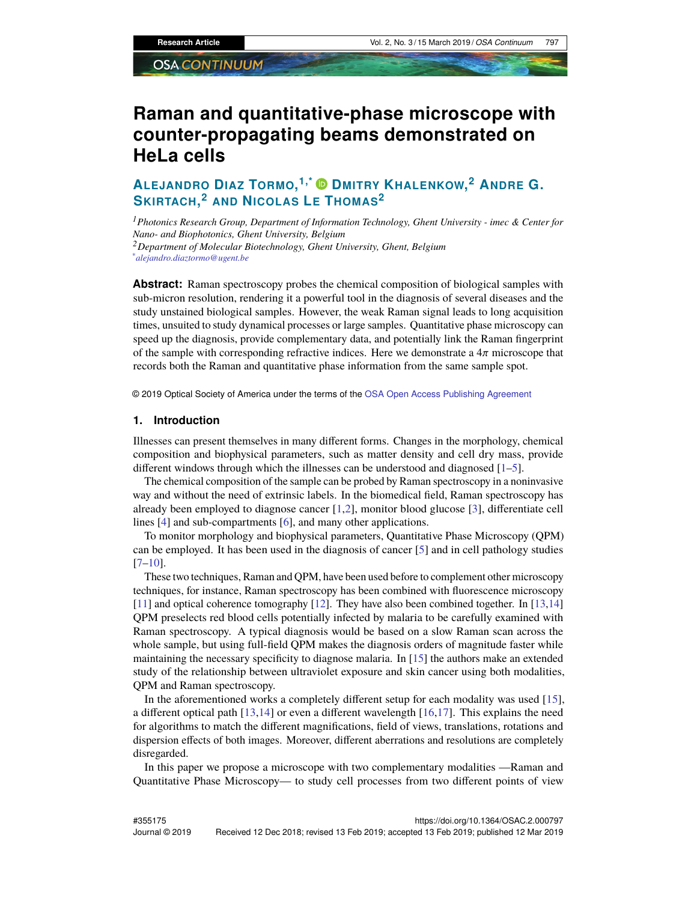# Raman and quantitative-phase microscope with counter-propagating beams demonstrated on HeLa cells

**Alejandro Diaz Tormo,[1,*] Dmitry Khalenkow,[2] Andre G. Skirtach,[2] and Nicolas Le Thomas[2]**

[1] *Photonics Research Group, Department of Information Technology, Ghent University - imec & Center for Nano- and Biophotonics, Ghent University, Belgium*
[2] *Department of Molecular Biotechnology, Ghent University, Ghent, Belgium*
[*] *alejandro.diaztormo@ugent.be*

**Abstract:** Raman spectroscopy probes the chemical composition of biological samples with sub-micron resolution, rendering it a powerful tool in the diagnosis of several diseases and the study unstained biological samples. However, the weak Raman signal leads to long acquisition times, unsuited to study dynamical processes or large samples. Quantitative phase microscopy can speed up the diagnosis, provide complementary data, and potentially link the Raman fingerprint of the sample with corresponding refractive indices. Here we demonstrate a $4\pi$ microscope that records both the Raman and quantitative phase information from the same sample spot.

© 2019 Optical Society of America under the terms of the OSA Open Access Publishing Agreement

## 1. Introduction

Illnesses can present themselves in many different forms. Changes in the morphology, chemical composition and biophysical parameters, such as matter density and cell dry mass, provide different windows through which the illnesses can be understood and diagnosed [1–5].

The chemical composition of the sample can be probed by Raman spectroscopy in a noninvasive way and without the need of extrinsic labels. In the biomedical field, Raman spectroscopy has already been employed to diagnose cancer [1,2], monitor blood glucose [3], differentiate cell lines [4] and sub-compartments [6], and many other applications.

To monitor morphology and biophysical parameters, Quantitative Phase Microscopy (QPM) can be employed. It has been used in the diagnosis of cancer [5] and in cell pathology studies [7–10].

These two techniques, Raman and QPM, have been used before to complement other microscopy techniques, for instance, Raman spectroscopy has been combined with fluorescence microscopy [11] and optical coherence tomography [12]. They have also been combined together. In [13,14] QPM preselects red blood cells potentially infected by malaria to be carefully examined with Raman spectroscopy. A typical diagnosis would be based on a slow Raman scan across the whole sample, but using full-field QPM makes the diagnosis orders of magnitude faster while maintaining the necessary specificity to diagnose malaria. In [15] the authors make an extended study of the relationship between ultraviolet exposure and skin cancer using both modalities, QPM and Raman spectroscopy.

In the aforementioned works a completely different setup for each modality was used [15], a different optical path [13,14] or even a different wavelength [16,17]. This explains the need for algorithms to match the different magnifications, field of views, translations, rotations and dispersion effects of both images. Moreover, different aberrations and resolutions are completely disregarded.

In this paper we propose a microscope with two complementary modalities —Raman and Quantitative Phase Microscopy— to study cell processes from two different points of view

#355175 https://doi.org/10.1364/OSAC.2.000797
Journal © 2019 Received 12 Dec 2018; revised 13 Feb 2019; accepted 13 Feb 2019; published 12 Mar 2019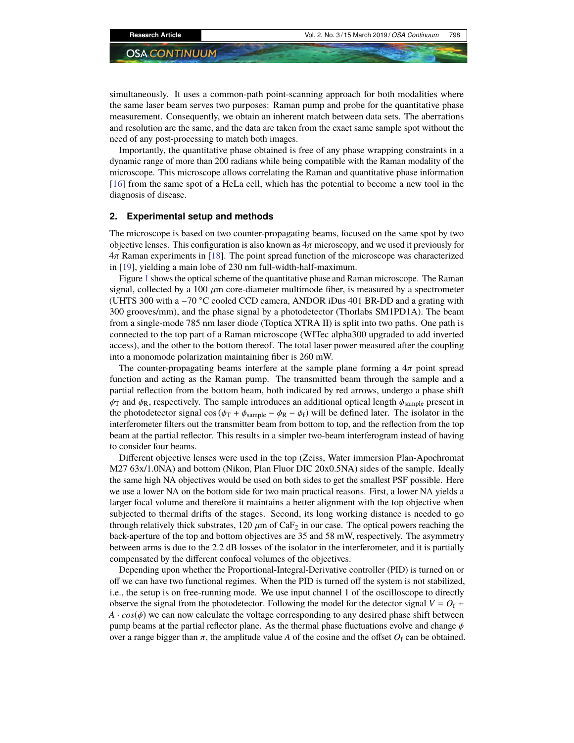simultaneously. It uses a common-path point-scanning approach for both modalities where the same laser beam serves two purposes: Raman pump and probe for the quantitative phase measurement. Consequently, we obtain an inherent match between data sets. The aberrations and resolution are the same, and the data are taken from the exact same sample spot without the need of any post-processing to match both images.

Importantly, the quantitative phase obtained is free of any phase wrapping constraints in a dynamic range of more than 200 radians while being compatible with the Raman modality of the microscope. This microscope allows correlating the Raman and quantitative phase information [16] from the same spot of a HeLa cell, which has the potential to become a new tool in the diagnosis of disease.

## 2. Experimental setup and methods

The microscope is based on two counter-propagating beams, focused on the same spot by two objective lenses. This configuration is also known as $4\pi$ microscopy, and we used it previously for $4\pi$ Raman experiments in [18]. The point spread function of the microscope was characterized in [19], yielding a main lobe of 230 nm full-width-half-maximum.

Figure 1 shows the optical scheme of the quantitative phase and Raman microscope. The Raman signal, collected by a 100 $\mu$m core-diameter multimode fiber, is measured by a spectrometer (UHTS 300 with a $-70$ °C cooled CCD camera, ANDOR iDus 401 BR-DD and a grating with 300 grooves/mm), and the phase signal by a photodetector (Thorlabs SM1PD1A). The beam from a single-mode 785 nm laser diode (Toptica XTRA II) is split into two paths. One path is connected to the top part of a Raman microscope (WITec alpha300 upgraded to add inverted access), and the other to the bottom thereof. The total laser power measured after the coupling into a monomode polarization maintaining fiber is 260 mW.

The counter-propagating beams interfere at the sample plane forming a $4\pi$ point spread function and acting as the Raman pump. The transmitted beam through the sample and a partial reflection from the bottom beam, both indicated by red arrows, undergo a phase shift $\phi_T$ and $\phi_R$, respectively. The sample introduces an additional optical length $\phi_{sample}$ present in the photodetector signal $\cos(\phi_T + \phi_{sample} - \phi_R - \phi_f)$ will be defined later. The isolator in the interferometer filters out the transmitter beam from bottom to top, and the reflection from the top beam at the partial reflector. This results in a simpler two-beam interferogram instead of having to consider four beams.

Different objective lenses were used in the top (Zeiss, Water immersion Plan-Apochromat M27 63x/1.0NA) and bottom (Nikon, Plan Fluor DIC 20x0.5NA) sides of the sample. Ideally the same high NA objectives would be used on both sides to get the smallest PSF possible. Here we use a lower NA on the bottom side for two main practical reasons. First, a lower NA yields a larger focal volume and therefore it maintains a better alignment with the top objective when subjected to thermal drifts of the stages. Second, its long working distance is needed to go through relatively thick substrates, 120 $\mu$m of $CaF_2$ in our case. The optical powers reaching the back-aperture of the top and bottom objectives are 35 and 58 mW, respectively. The asymmetry between arms is due to the 2.2 dB losses of the isolator in the interferometer, and it is partially compensated by the different confocal volumes of the objectives.

Depending upon whether the Proportional-Integral-Derivative controller (PID) is turned on or off we can have two functional regimes. When the PID is turned off the system is not stabilized, i.e., the setup is on free-running mode. We use input channel 1 of the oscilloscope to directly observe the signal from the photodetector. Following the model for the detector signal $V = O_f + A \cdot cos(\phi)$ we can now calculate the voltage corresponding to any desired phase shift between pump beams at the partial reflector plane. As the thermal phase fluctuations evolve and change $\phi$ over a range bigger than $\pi$, the amplitude value $A$ of the cosine and the offset $O_f$ can be obtained.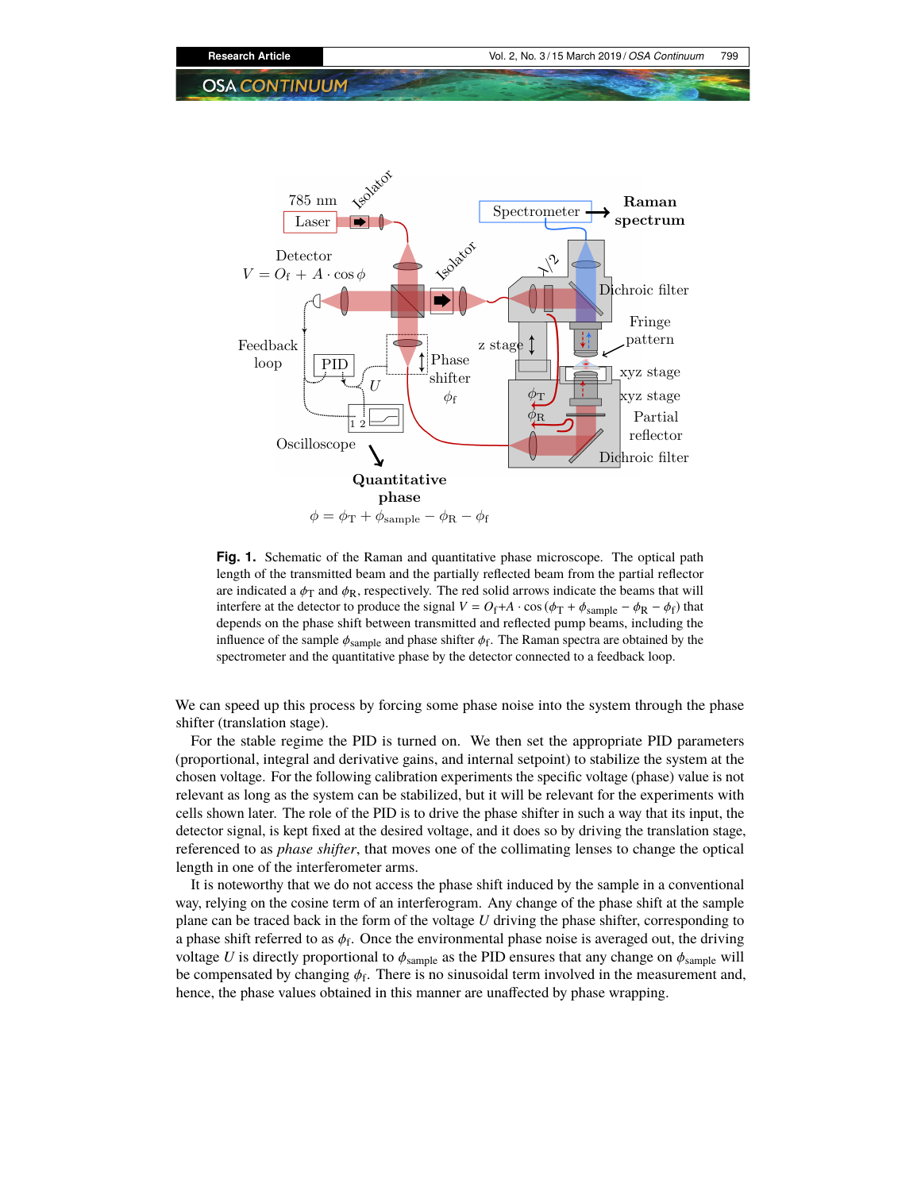**Fig. 1.** Schematic of the Raman and quantitative phase microscope. The optical path length of the transmitted beam and the partially reflected beam from the partial reflector are indicated a $\phi_T$ and $\phi_R$, respectively. The red solid arrows indicate the beams that will interfere at the detector to produce the signal $V = O_f + A \cdot \cos(\phi_T + \phi_{\text{sample}} - \phi_R - \phi_f)$ that depends on the phase shift between transmitted and reflected pump beams, including the influence of the sample $\phi_{\text{sample}}$ and phase shifter $\phi_f$. The Raman spectra are obtained by the spectrometer and the quantitative phase by the detector connected to a feedback loop.

We can speed up this process by forcing some phase noise into the system through the phase shifter (translation stage).

For the stable regime the PID is turned on. We then set the appropriate PID parameters (proportional, integral and derivative gains, and internal setpoint) to stabilize the system at the chosen voltage. For the following calibration experiments the specific voltage (phase) value is not relevant as long as the system can be stabilized, but it will be relevant for the experiments with cells shown later. The role of the PID is to drive the phase shifter in such a way that its input, the detector signal, is kept fixed at the desired voltage, and it does so by driving the translation stage, referenced to as *phase shifter*, that moves one of the collimating lenses to change the optical length in one of the interferometer arms.

It is noteworthy that we do not access the phase shift induced by the sample in a conventional way, relying on the cosine term of an interferogram. Any change of the phase shift at the sample plane can be traced back in the form of the voltage $U$ driving the phase shifter, corresponding to a phase shift referred to as $\phi_f$. Once the environmental phase noise is averaged out, the driving voltage $U$ is directly proportional to $\phi_{\text{sample}}$ as the PID ensures that any change on $\phi_{\text{sample}}$ will be compensated by changing $\phi_f$. There is no sinusoidal term involved in the measurement and, hence, the phase values obtained in this manner are unaffected by phase wrapping.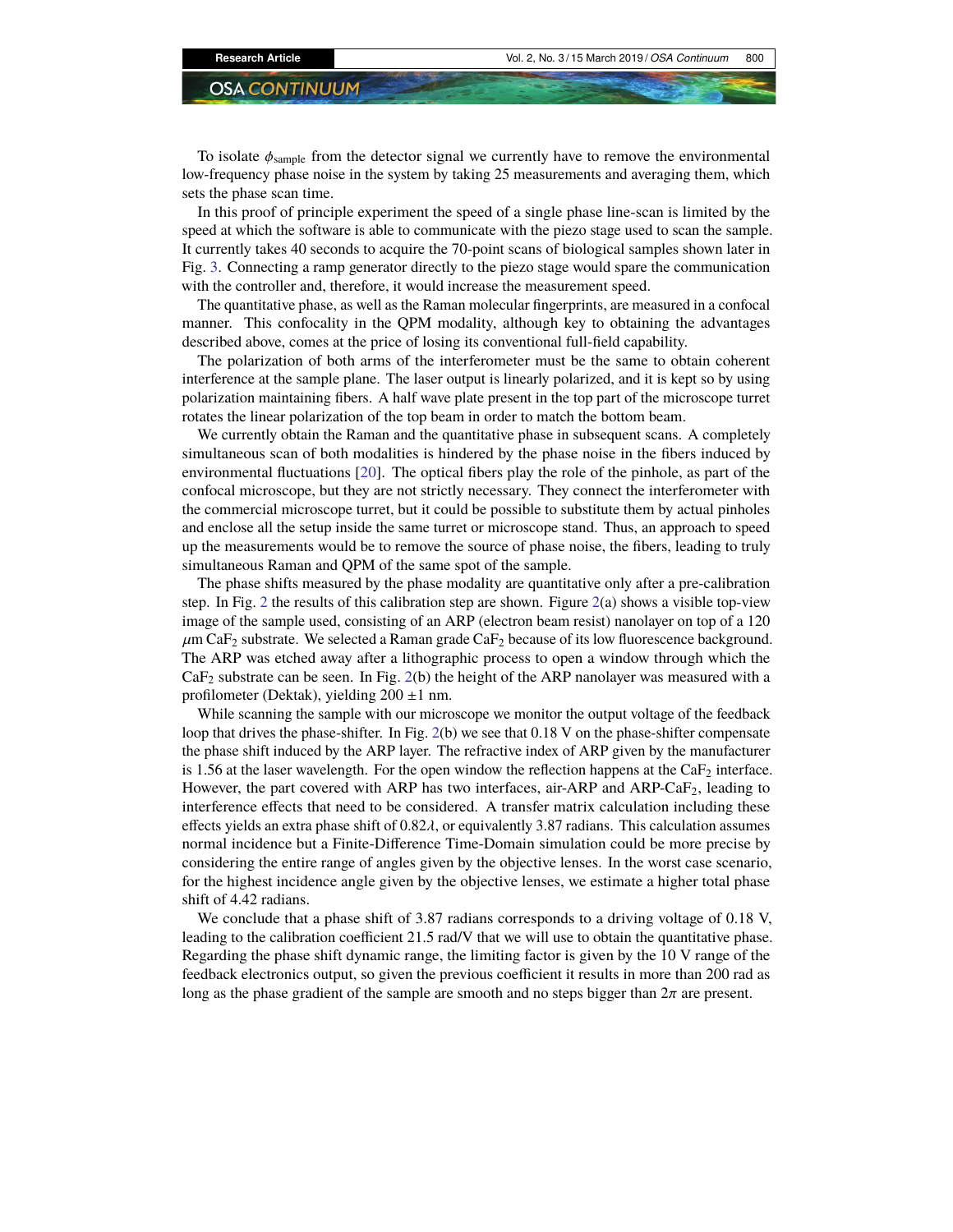To isolate $\phi_{\text{sample}}$ from the detector signal we currently have to remove the environmental low-frequency phase noise in the system by taking 25 measurements and averaging them, which sets the phase scan time.

In this proof of principle experiment the speed of a single phase line-scan is limited by the speed at which the software is able to communicate with the piezo stage used to scan the sample. It currently takes 40 seconds to acquire the 70-point scans of biological samples shown later in Fig. 3. Connecting a ramp generator directly to the piezo stage would spare the communication with the controller and, therefore, it would increase the measurement speed.

The quantitative phase, as well as the Raman molecular fingerprints, are measured in a confocal manner. This confocality in the QPM modality, although key to obtaining the advantages described above, comes at the price of losing its conventional full-field capability.

The polarization of both arms of the interferometer must be the same to obtain coherent interference at the sample plane. The laser output is linearly polarized, and it is kept so by using polarization maintaining fibers. A half wave plate present in the top part of the microscope turret rotates the linear polarization of the top beam in order to match the bottom beam.

We currently obtain the Raman and the quantitative phase in subsequent scans. A completely simultaneous scan of both modalities is hindered by the phase noise in the fibers induced by environmental fluctuations [20]. The optical fibers play the role of the pinhole, as part of the confocal microscope, but they are not strictly necessary. They connect the interferometer with the commercial microscope turret, but it could be possible to substitute them by actual pinholes and enclose all the setup inside the same turret or microscope stand. Thus, an approach to speed up the measurements would be to remove the source of phase noise, the fibers, leading to truly simultaneous Raman and QPM of the same spot of the sample.

The phase shifts measured by the phase modality are quantitative only after a pre-calibration step. In Fig. 2 the results of this calibration step are shown. Figure 2(a) shows a visible top-view image of the sample used, consisting of an ARP (electron beam resist) nanolayer on top of a 120 $\mu$m $CaF_2$ substrate. We selected a Raman grade $CaF_2$ because of its low fluorescence background. The ARP was etched away after a lithographic process to open a window through which the $CaF_2$ substrate can be seen. In Fig. 2(b) the height of the ARP nanolayer was measured with a profilometer (Dektak), yielding 200 $\pm$1 nm.

While scanning the sample with our microscope we monitor the output voltage of the feedback loop that drives the phase-shifter. In Fig. 2(b) we see that 0.18 V on the phase-shifter compensate the phase shift induced by the ARP layer. The refractive index of ARP given by the manufacturer is 1.56 at the laser wavelength. For the open window the reflection happens at the $CaF_2$ interface. However, the part covered with ARP has two interfaces, air-ARP and ARP-$CaF_2$, leading to interference effects that need to be considered. A transfer matrix calculation including these effects yields an extra phase shift of $0.82\lambda$, or equivalently 3.87 radians. This calculation assumes normal incidence but a Finite-Difference Time-Domain simulation could be more precise by considering the entire range of angles given by the objective lenses. In the worst case scenario, for the highest incidence angle given by the objective lenses, we estimate a higher total phase shift of 4.42 radians.

We conclude that a phase shift of 3.87 radians corresponds to a driving voltage of 0.18 V, leading to the calibration coefficient 21.5 rad/V that we will use to obtain the quantitative phase. Regarding the phase shift dynamic range, the limiting factor is given by the 10 V range of the feedback electronics output, so given the previous coefficient it results in more than 200 rad as long as the phase gradient of the sample are smooth and no steps bigger than $2\pi$ are present.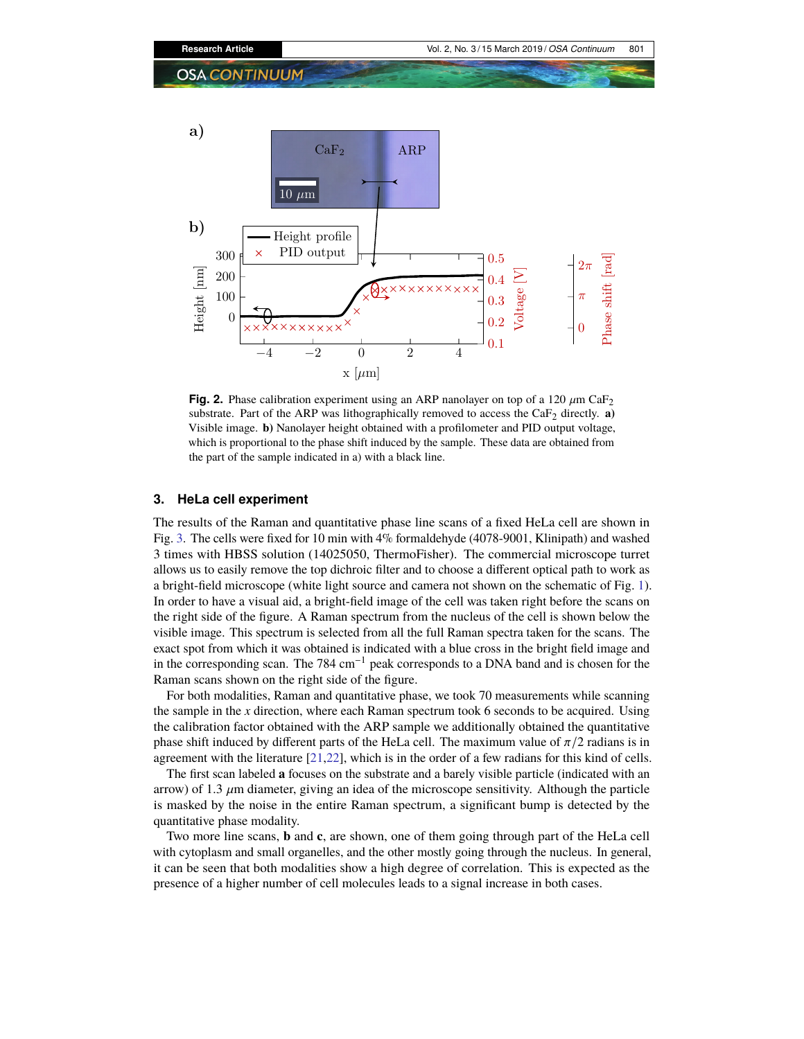Fig. 2. Phase calibration experiment using an ARP nanolayer on top of a 120 $\mu$m $CaF_2$ substrate. Part of the ARP was lithographically removed to access the $CaF_2$ directly. **a)** Visible image. **b)** Nanolayer height obtained with a profilometer and PID output voltage, which is proportional to the phase shift induced by the sample. These data are obtained from the part of the sample indicated in a) with a black line.

## 3. HeLa cell experiment

The results of the Raman and quantitative phase line scans of a fixed HeLa cell are shown in Fig. 3. The cells were fixed for 10 min with 4% formaldehyde (4078-9001, Klinipath) and washed 3 times with HBSS solution (14025050, ThermoFisher). The commercial microscope turret allows us to easily remove the top dichroic filter and to choose a different optical path to work as a bright-field microscope (white light source and camera not shown on the schematic of Fig. 1). In order to have a visual aid, a bright-field image of the cell was taken right before the scans on the right side of the figure. A Raman spectrum from the nucleus of the cell is shown below the visible image. This spectrum is selected from all the full Raman spectra taken for the scans. The exact spot from which it was obtained is indicated with a blue cross in the bright field image and in the corresponding scan. The 784 $cm^{-1}$ peak corresponds to a DNA band and is chosen for the Raman scans shown on the right side of the figure.

For both modalities, Raman and quantitative phase, we took 70 measurements while scanning the sample in the $x$ direction, where each Raman spectrum took 6 seconds to be acquired. Using the calibration factor obtained with the ARP sample we additionally obtained the quantitative phase shift induced by different parts of the HeLa cell. The maximum value of $\pi/2$ radians is in agreement with the literature [21,22], which is in the order of a few radians for this kind of cells.

The first scan labeled **a** focuses on the substrate and a barely visible particle (indicated with an arrow) of 1.3 $\mu$m diameter, giving an idea of the microscope sensitivity. Although the particle is masked by the noise in the entire Raman spectrum, a significant bump is detected by the quantitative phase modality.

Two more line scans, **b** and **c**, are shown, one of them going through part of the HeLa cell with cytoplasm and small organelles, and the other mostly going through the nucleus. In general, it can be seen that both modalities show a high degree of correlation. This is expected as the presence of a higher number of cell molecules leads to a signal increase in both cases.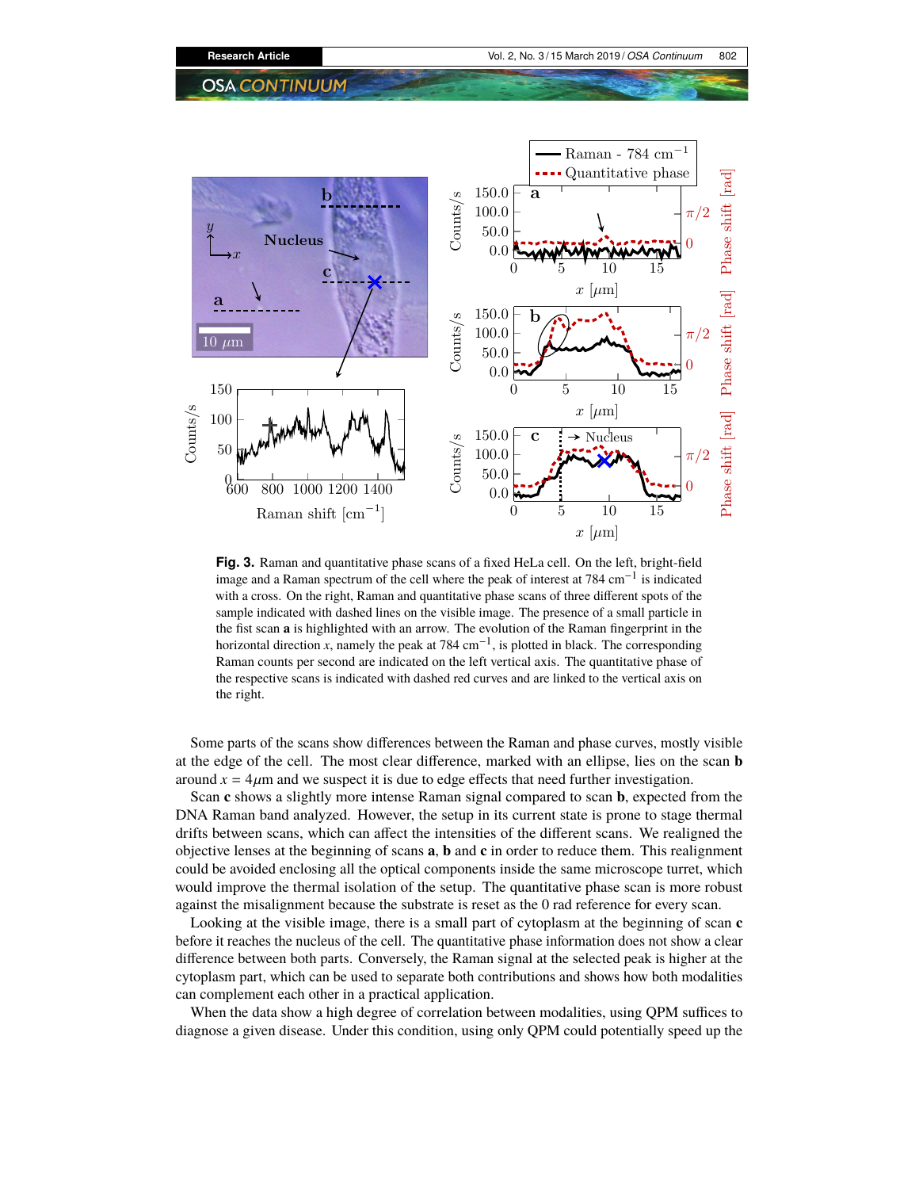**Fig. 3.** Raman and quantitative phase scans of a fixed HeLa cell. On the left, bright-field image and a Raman spectrum of the cell where the peak of interest at 784 $cm^{-1}$ is indicated with a cross. On the right, Raman and quantitative phase scans of three different spots of the sample indicated with dashed lines on the visible image. The presence of a small particle in the fist scan **a** is highlighted with an arrow. The evolution of the Raman fingerprint in the horizontal direction $x$, namely the peak at 784 $cm^{-1}$, is plotted in black. The corresponding Raman counts per second are indicated on the left vertical axis. The quantitative phase of the respective scans is indicated with dashed red curves and are linked to the vertical axis on the right.

Some parts of the scans show differences between the Raman and phase curves, mostly visible at the edge of the cell. The most clear difference, marked with an ellipse, lies on the scan **b** around $x = 4\mu$m and we suspect it is due to edge effects that need further investigation.

Scan **c** shows a slightly more intense Raman signal compared to scan **b**, expected from the DNA Raman band analyzed. However, the setup in its current state is prone to stage thermal drifts between scans, which can affect the intensities of the different scans. We realigned the objective lenses at the beginning of scans **a**, **b** and **c** in order to reduce them. This realignment could be avoided enclosing all the optical components inside the same microscope turret, which would improve the thermal isolation of the setup. The quantitative phase scan is more robust against the misalignment because the substrate is reset as the 0 rad reference for every scan.

Looking at the visible image, there is a small part of cytoplasm at the beginning of scan **c** before it reaches the nucleus of the cell. The quantitative phase information does not show a clear difference between both parts. Conversely, the Raman signal at the selected peak is higher at the cytoplasm part, which can be used to separate both contributions and shows how both modalities can complement each other in a practical application.

When the data show a high degree of correlation between modalities, using QPM suffices to diagnose a given disease. Under this condition, using only QPM could potentially speed up the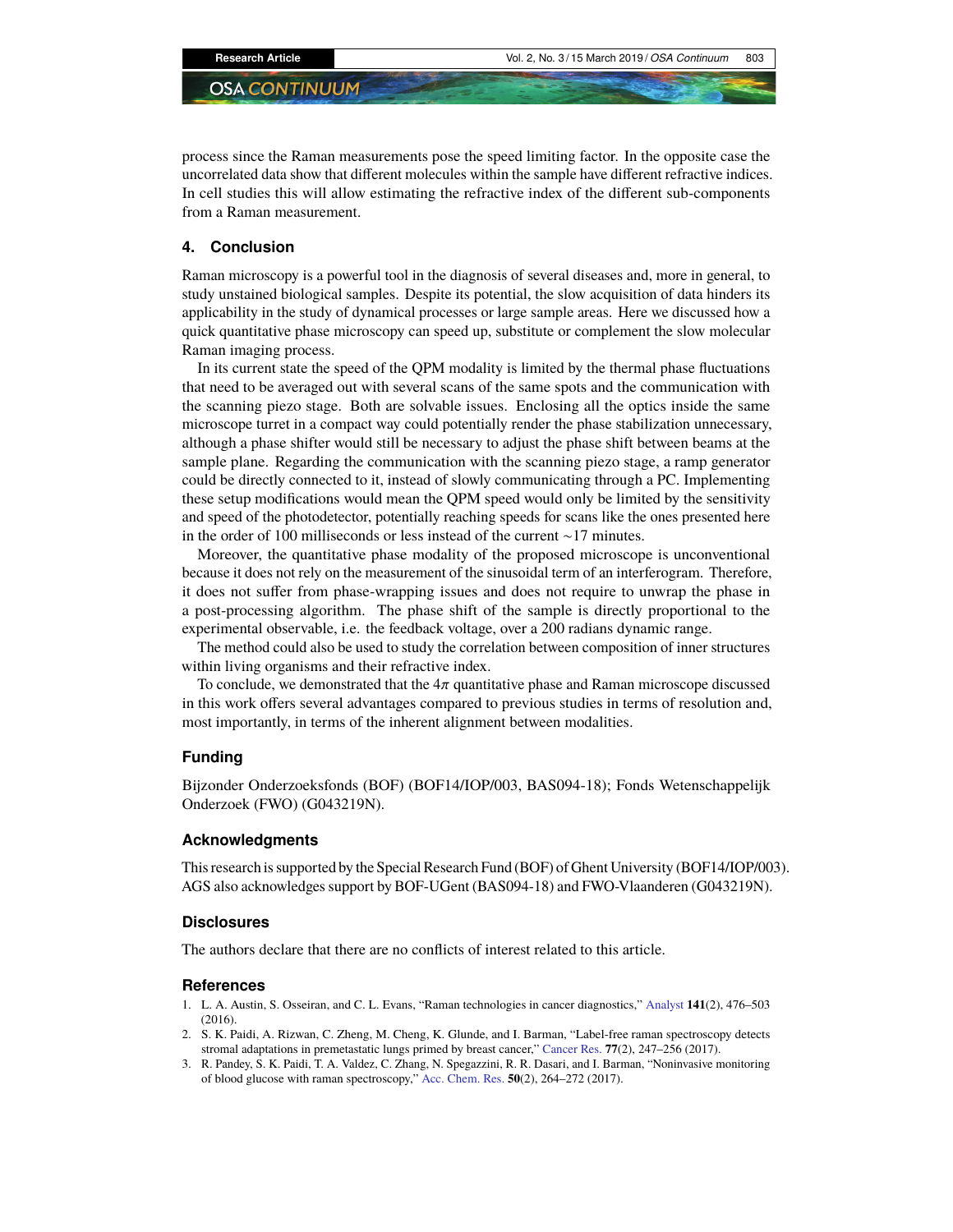process since the Raman measurements pose the speed limiting factor. In the opposite case the uncorrelated data show that different molecules within the sample have different refractive indices. In cell studies this will allow estimating the refractive index of the different sub-components from a Raman measurement.

## 4. Conclusion

Raman microscopy is a powerful tool in the diagnosis of several diseases and, more in general, to study unstained biological samples. Despite its potential, the slow acquisition of data hinders its applicability in the study of dynamical processes or large sample areas. Here we discussed how a quick quantitative phase microscopy can speed up, substitute or complement the slow molecular Raman imaging process.

In its current state the speed of the QPM modality is limited by the thermal phase fluctuations that need to be averaged out with several scans of the same spots and the communication with the scanning piezo stage. Both are solvable issues. Enclosing all the optics inside the same microscope turret in a compact way could potentially render the phase stabilization unnecessary, although a phase shifter would still be necessary to adjust the phase shift between beams at the sample plane. Regarding the communication with the scanning piezo stage, a ramp generator could be directly connected to it, instead of slowly communicating through a PC. Implementing these setup modifications would mean the QPM speed would only be limited by the sensitivity and speed of the photodetector, potentially reaching speeds for scans like the ones presented here in the order of 100 milliseconds or less instead of the current ~17 minutes.

Moreover, the quantitative phase modality of the proposed microscope is unconventional because it does not rely on the measurement of the sinusoidal term of an interferogram. Therefore, it does not suffer from phase-wrapping issues and does not require to unwrap the phase in a post-processing algorithm. The phase shift of the sample is directly proportional to the experimental observable, i.e. the feedback voltage, over a 200 radians dynamic range.

The method could also be used to study the correlation between composition of inner structures within living organisms and their refractive index.

To conclude, we demonstrated that the $4\pi$ quantitative phase and Raman microscope discussed in this work offers several advantages compared to previous studies in terms of resolution and, most importantly, in terms of the inherent alignment between modalities.

### Funding

Bijzonder Onderzoeksfonds (BOF) (BOF14/IOP/003, BAS094-18); Fonds Wetenschappelijk Onderzoek (FWO) (G043219N).

### Acknowledgments

This research is supported by the Special Research Fund (BOF) of Ghent University (BOF14/IOP/003). AGS also acknowledges support by BOF-UGent (BAS094-18) and FWO-Vlaanderen (G043219N).

### Disclosures

The authors declare that there are no conflicts of interest related to this article.

### References

1. L. A. Austin, S. Osseiran, and C. L. Evans, "Raman technologies in cancer diagnostics," Analyst **141**(2), 476–503 (2016).
2. S. K. Paidi, A. Rizwan, C. Zheng, M. Cheng, K. Glunde, and I. Barman, "Label-free raman spectroscopy detects stromal adaptations in premetastatic lungs primed by breast cancer," Cancer Res. **77**(2), 247–256 (2017).
3. R. Pandey, S. K. Paidi, T. A. Valdez, C. Zhang, N. Spegazzini, R. R. Dasari, and I. Barman, "Noninvasive monitoring of blood glucose with raman spectroscopy," Acc. Chem. Res. **50**(2), 264–272 (2017).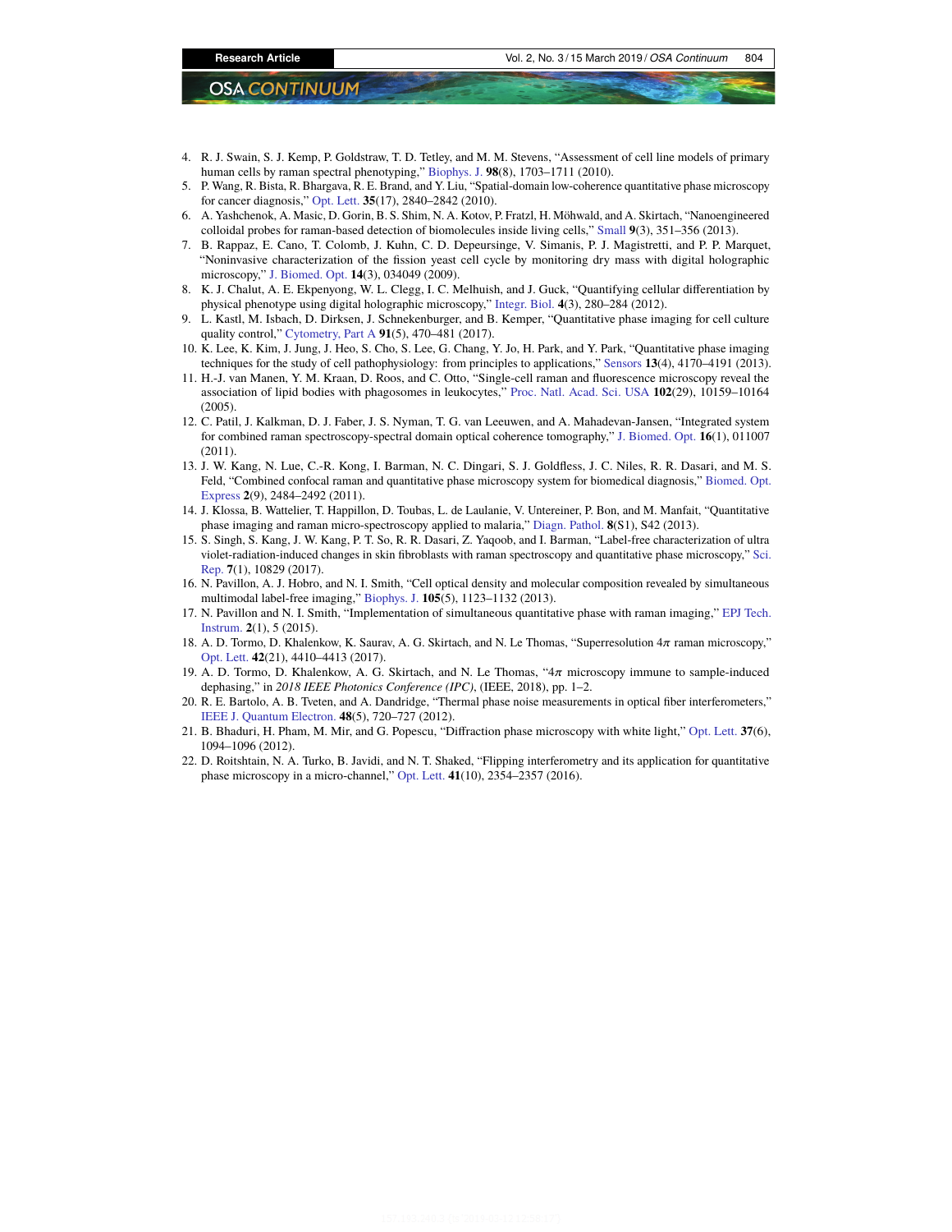4. R. J. Swain, S. J. Kemp, P. Goldstraw, T. D. Tetley, and M. M. Stevens, "Assessment of cell line models of primary human cells by raman spectral phenotyping," Biophys. J. **98**(8), 1703–1711 (2010).
5. P. Wang, R. Bista, R. Bhargava, R. E. Brand, and Y. Liu, "Spatial-domain low-coherence quantitative phase microscopy for cancer diagnosis," Opt. Lett. **35**(17), 2840–2842 (2010).
6. A. Yashchenok, A. Masic, D. Gorin, B. S. Shim, N. A. Kotov, P. Fratzl, H. Möhwald, and A. Skirtach, "Nanoengineered colloidal probes for raman-based detection of biomolecules inside living cells," Small **9**(3), 351–356 (2013).
7. B. Rappaz, E. Cano, T. Colomb, J. Kuhn, C. D. Depeursinge, V. Simanis, P. J. Magistretti, and P. P. Marquet, "Noninvasive characterization of the fission yeast cell cycle by monitoring dry mass with digital holographic microscopy," J. Biomed. Opt. **14**(3), 034049 (2009).
8. K. J. Chalut, A. E. Ekpenyong, W. L. Clegg, I. C. Melhuish, and J. Guck, "Quantifying cellular differentiation by physical phenotype using digital holographic microscopy," Integr. Biol. **4**(3), 280–284 (2012).
9. L. Kastl, M. Isbach, D. Dirksen, J. Schnekenburger, and B. Kemper, "Quantitative phase imaging for cell culture quality control," Cytometry, Part A **91**(5), 470–481 (2017).
10. K. Lee, K. Kim, J. Jung, J. Heo, S. Cho, S. Lee, G. Chang, Y. Jo, H. Park, and Y. Park, "Quantitative phase imaging techniques for the study of cell pathophysiology: from principles to applications," Sensors **13**(4), 4170–4191 (2013).
11. H.-J. van Manen, Y. M. Kraan, D. Roos, and C. Otto, "Single-cell raman and fluorescence microscopy reveal the association of lipid bodies with phagosomes in leukocytes," Proc. Natl. Acad. Sci. USA **102**(29), 10159–10164 (2005).
12. C. Patil, J. Kalkman, D. J. Faber, J. S. Nyman, T. G. van Leeuwen, and A. Mahadevan-Jansen, "Integrated system for combined raman spectroscopy-spectral domain optical coherence tomography," J. Biomed. Opt. **16**(1), 011007 (2011).
13. J. W. Kang, N. Lue, C.-R. Kong, I. Barman, N. C. Dingari, S. J. Goldfless, J. C. Niles, R. R. Dasari, and M. S. Feld, "Combined confocal raman and quantitative phase microscopy system for biomedical diagnosis," Biomed. Opt. Express **2**(9), 2484–2492 (2011).
14. J. Klossa, B. Wattelier, T. Happillon, D. Toubas, L. de Laulanie, V. Untereiner, P. Bon, and M. Manfait, "Quantitative phase imaging and raman micro-spectroscopy applied to malaria," Diagn. Pathol. **8**(S1), S42 (2013).
15. S. Singh, S. Kang, J. W. Kang, P. T. So, R. R. Dasari, Z. Yaqoob, and I. Barman, "Label-free characterization of ultra violet-radiation-induced changes in skin fibroblasts with raman spectroscopy and quantitative phase microscopy," Sci. Rep. **7**(1), 10829 (2017).
16. N. Pavillon, A. J. Hobro, and N. I. Smith, "Cell optical density and molecular composition revealed by simultaneous multimodal label-free imaging," Biophys. J. **105**(5), 1123–1132 (2013).
17. N. Pavillon and N. I. Smith, "Implementation of simultaneous quantitative phase with raman imaging," EPJ Tech. Instrum. **2**(1), 5 (2015).
18. A. D. Tormo, D. Khalenkow, K. Saurav, A. G. Skirtach, and N. Le Thomas, "Superresolution $4\pi$ raman microscopy," Opt. Lett. **42**(21), 4410–4413 (2017).
19. A. D. Tormo, D. Khalenkow, A. G. Skirtach, and N. Le Thomas, "$4\pi$ microscopy immune to sample-induced dephasing," in *2018 IEEE Photonics Conference (IPC)*, (IEEE, 2018), pp. 1–2.
20. R. E. Bartolo, A. B. Tveten, and A. Dandridge, "Thermal phase noise measurements in optical fiber interferometers," IEEE J. Quantum Electron. **48**(5), 720–727 (2012).
21. B. Bhaduri, H. Pham, M. Mir, and G. Popescu, "Diffraction phase microscopy with white light," Opt. Lett. **37**(6), 1094–1096 (2012).
22. D. Roitshtain, N. A. Turko, B. Javidi, and N. T. Shaked, "Flipping interferometry and its application for quantitative phase microscopy in a micro-channel," Opt. Lett. **41**(10), 2354–2357 (2016).